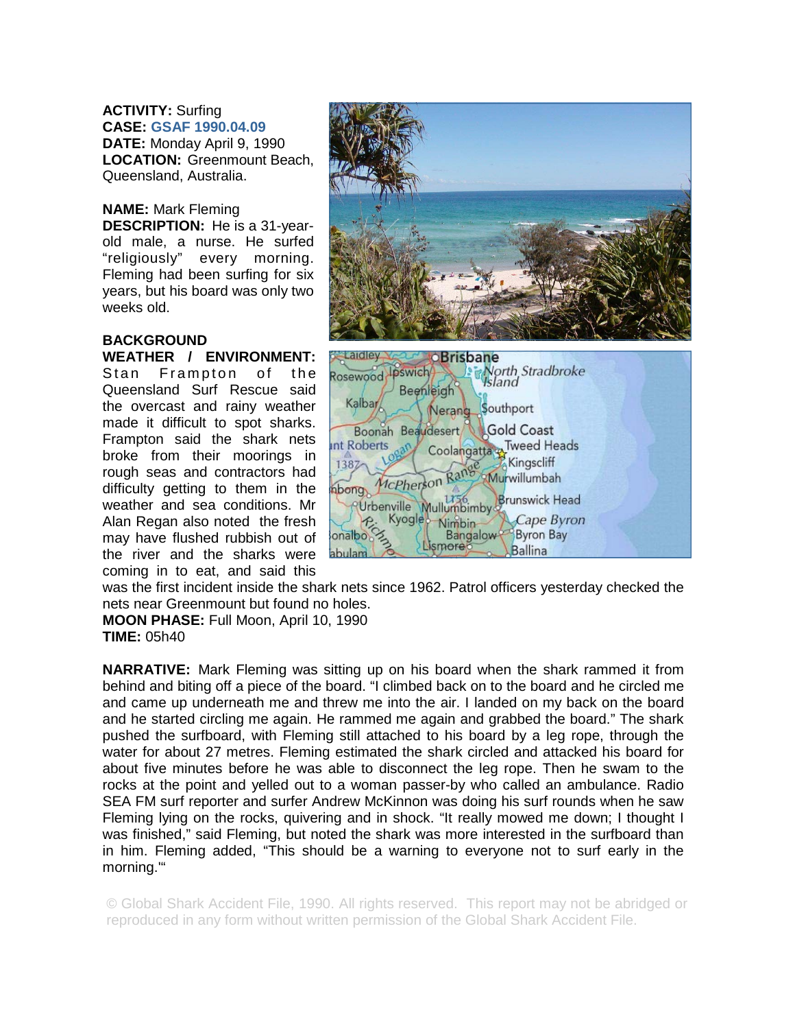**ACTIVITY:** Surfing
**CASE:** GSAF 1990.04.09
**DATE:** Monday April 9, 1990
**LOCATION:** Greenmount Beach, Queensland, Australia.

**NAME:** Mark Fleming
**DESCRIPTION:** He is a 31-year-old male, a nurse. He surfed "religiously" every morning. Fleming had been surfing for six years, but his board was only two weeks old.

**BACKGROUND**
**WEATHER / ENVIRONMENT:** Stan Frampton of the Queensland Surf Rescue said the overcast and rainy weather made it difficult to spot sharks. Frampton said the shark nets broke from their moorings in rough seas and contractors had difficulty getting to them in the weather and sea conditions. Mr Alan Regan also noted the fresh may have flushed rubbish out of the river and the sharks were coming in to eat, and said this was the first incident inside the shark nets since 1962. Patrol officers yesterday checked the nets near Greenmount but found no holes.
**MOON PHASE:** Full Moon, April 10, 1990
**TIME:** 05h40

**NARRATIVE:** Mark Fleming was sitting up on his board when the shark rammed it from behind and biting off a piece of the board. "I climbed back on to the board and he circled me and came up underneath me and threw me into the air. I landed on my back on the board and he started circling me again. He rammed me again and grabbed the board." The shark pushed the surfboard, with Fleming still attached to his board by a leg rope, through the water for about 27 metres. Fleming estimated the shark circled and attacked his board for about five minutes before he was able to disconnect the leg rope. Then he swam to the rocks at the point and yelled out to a woman passer-by who called an ambulance. Radio SEA FM surf reporter and surfer Andrew McKinnon was doing his surf rounds when he saw Fleming lying on the rocks, quivering and in shock. "It really mowed me down; I thought I was finished," said Fleming, but noted the shark was more interested in the surfboard than in him. Fleming added, "This should be a warning to everyone not to surf early in the morning."'

© Global Shark Accident File, 1990. All rights reserved. This report may not be abridged or reproduced in any form without written permission of the Global Shark Accident File.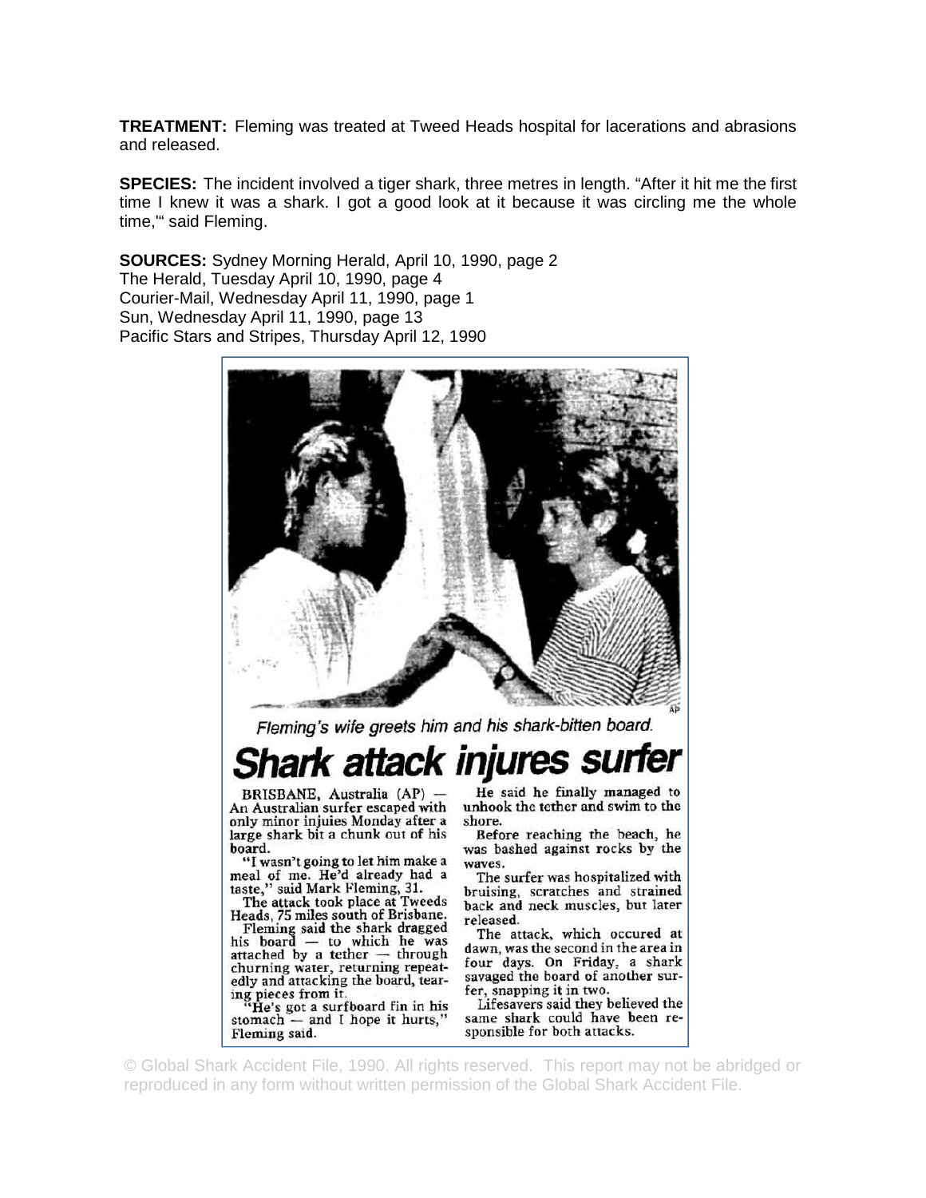**TREATMENT:** Fleming was treated at Tweed Heads hospital for lacerations and abrasions and released.

**SPECIES:** The incident involved a tiger shark, three metres in length. "After it hit me the first time I knew it was a shark. I got a good look at it because it was circling me the whole time,'" said Fleming.

**SOURCES:** Sydney Morning Herald, April 10, 1990, page 2
The Herald, Tuesday April 10, 1990, page 4
Courier-Mail, Wednesday April 11, 1990, page 1
Sun, Wednesday April 11, 1990, page 13
Pacific Stars and Stripes, Thursday April 12, 1990

*Fleming's wife greets him and his shark-bitten board.*

# Shark attack injures surfer

BRISBANE, Australia (AP) — An Australian surfer escaped with only minor injuies Monday after a large shark bit a chunk out of his board.

"I wasn't going to let him make a meal of me. He'd already had a taste," said Mark Fleming, 31.

The attack took place at Tweeds Heads, 75 miles south of Brisbane.

Fleming said the shark dragged his board — to which he was attached by a tether — through churning water, returning repeatedly and attacking the board, tearing pieces from it.

"He's got a surfboard fin in his stomach — and I hope it hurts," Fleming said.

He said he finally managed to unhook the tether and swim to the shore.

Before reaching the beach, he was bashed against rocks by the waves.

The surfer was hospitalized with bruising, scratches and strained back and neck muscles, but later released.

The attack, which occured at dawn, was the second in the area in four days. On Friday, a shark savaged the board of another surfer, snapping it in two.

Lifesavers said they believed the same shark could have been responsible for both attacks.

© Global Shark Accident File, 1990. All rights reserved. This report may not be abridged or reproduced in any form without written permission of the Global Shark Accident File.